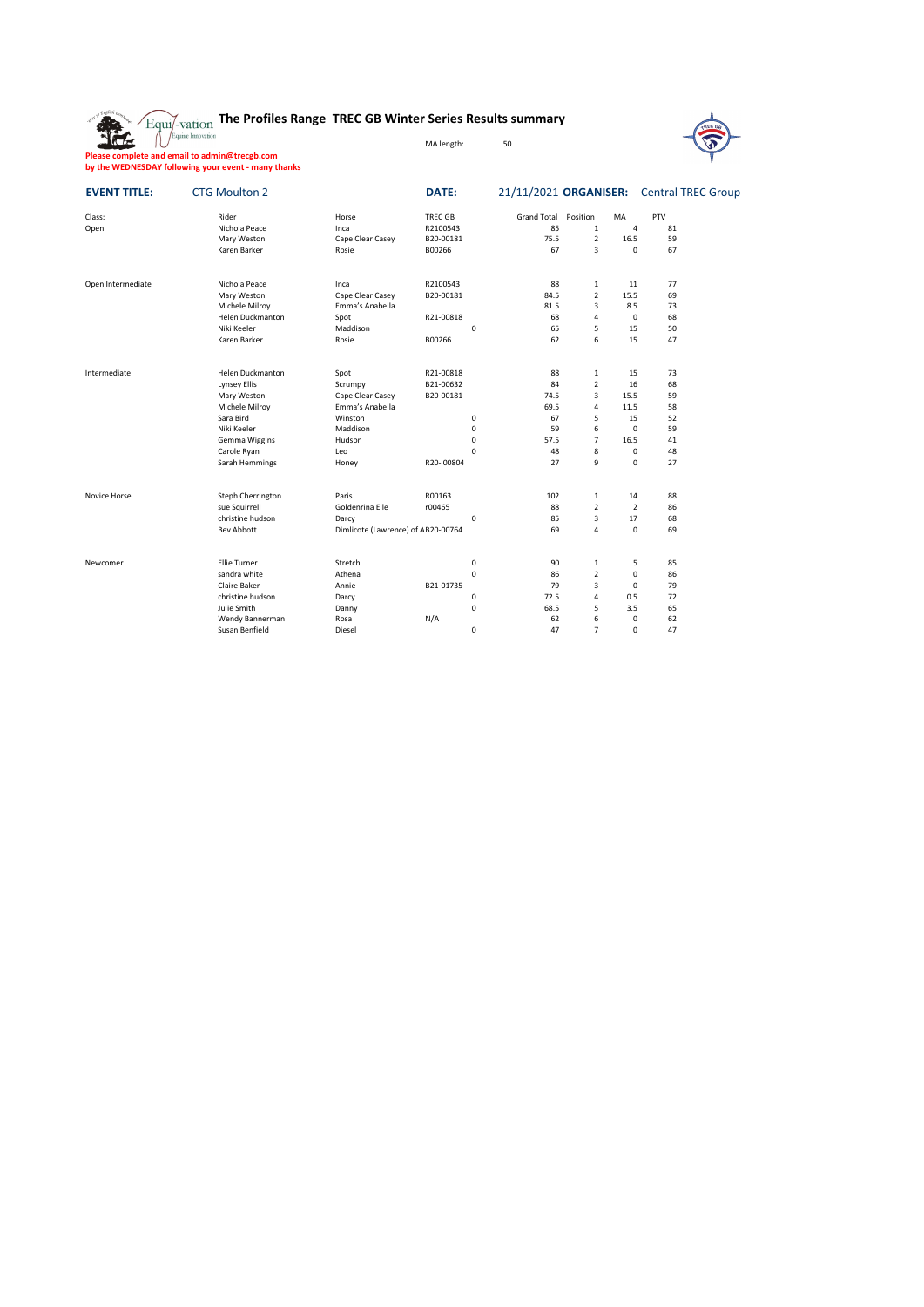# The Profiles Range TREC GB Winter Series Results summary

MA length: 50

**Please complete and email to admin@trecgb.com**
**by the WEDNESDAY following your event - many thanks**

**EVENT TITLE:** CTG Moulton 2 | **DATE:** 21/11/2021 | **ORGANISER:** Central TREC Group

| Class: | Rider | Horse | TREC GB | | Grand Total | Position | MA | PTV |
|---|---|---|---|---|---|---|---|---|
| Open | Nichola Peace | Inca | R2100543 | | 85 | 1 | 4 | 81 |
| | Mary Weston | Cape Clear Casey | B20-00181 | | 75.5 | 2 | 16.5 | 59 |
| | Karen Barker | Rosie | B00266 | | 67 | 3 | 0 | 67 |
| | | | | | | | | |
| Open Intermediate | Nichola Peace | Inca | R2100543 | | 88 | 1 | 11 | 77 |
| | Mary Weston | Cape Clear Casey | B20-00181 | | 84.5 | 2 | 15.5 | 69 |
| | Michele Milroy | Emma's Anabella | | | 81.5 | 3 | 8.5 | 73 |
| | Helen Duckmanton | Spot | R21-00818 | | 68 | 4 | 0 | 68 |
| | Niki Keeler | Maddison | | 0 | 65 | 5 | 15 | 50 |
| | Karen Barker | Rosie | B00266 | | 62 | 6 | 15 | 47 |
| | | | | | | | | |
| Intermediate | Helen Duckmanton | Spot | R21-00818 | | 88 | 1 | 15 | 73 |
| | Lynsey Ellis | Scrumpy | B21-00632 | | 84 | 2 | 16 | 68 |
| | Mary Weston | Cape Clear Casey | B20-00181 | | 74.5 | 3 | 15.5 | 59 |
| | Michele Milroy | Emma's Anabella | | | 69.5 | 4 | 11.5 | 58 |
| | Sara Bird | Winston | | 0 | 67 | 5 | 15 | 52 |
| | Niki Keeler | Maddison | | 0 | 59 | 6 | 0 | 59 |
| | Gemma Wiggins | Hudson | | 0 | 57.5 | 7 | 16.5 | 41 |
| | Carole Ryan | Leo | | 0 | 48 | 8 | 0 | 48 |
| | Sarah Hemmings | Honey | R20- 00804 | | 27 | 9 | 0 | 27 |
| | | | | | | | | |
| Novice Horse | Steph Cherrington | Paris | R00163 | | 102 | 1 | 14 | 88 |
| | sue Squirrell | Goldenrina Elle | r00465 | | 88 | 2 | 2 | 86 |
| | christine hudson | Darcy | | 0 | 85 | 3 | 17 | 68 |
| | Bev Abbott | Dimlicote (Lawrence) of A | B20-00764 | | 69 | 4 | 0 | 69 |
| | | | | | | | | |
| Newcomer | Ellie Turner | Stretch | | 0 | 90 | 1 | 5 | 85 |
| | sandra white | Athena | | 0 | 86 | 2 | 0 | 86 |
| | Claire Baker | Annie | B21-01735 | | 79 | 3 | 0 | 79 |
| | christine hudson | Darcy | | 0 | 72.5 | 4 | 0.5 | 72 |
| | Julie Smith | Danny | | 0 | 68.5 | 5 | 3.5 | 65 |
| | Wendy Bannerman | Rosa | N/A | | 62 | 6 | 0 | 62 |
| | Susan Benfield | Diesel | | 0 | 47 | 7 | 0 | 47 |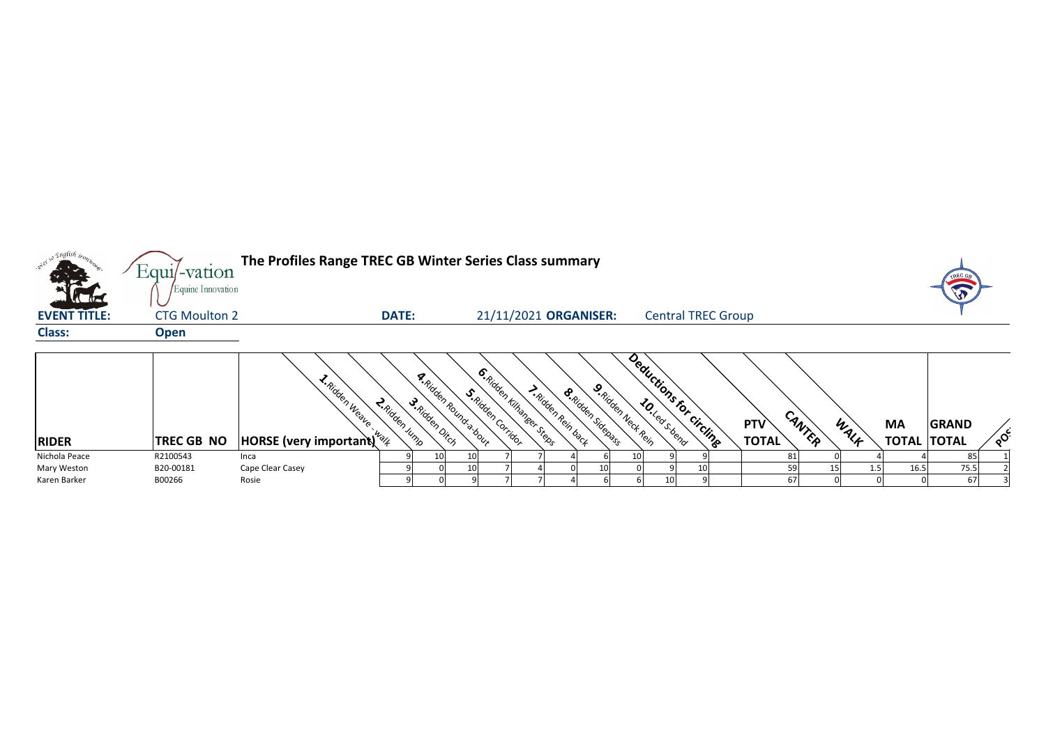# The Profiles Range TREC GB Winter Series Class summary

**EVENT TITLE:** CTG Moulton 2 **DATE:** 21/11/2021 **ORGANISER:** Central TREC Group

**Class:** **Open**

| RIDER | TREC GB NO | HORSE (very important) | 1.Ridden Weave - walk | 2.Ridden Jump | 3.Ridden Ditch | 4.Ridden Round-a-bout | 5.Ridden Corridor | 6.Ridden Kilhanger Steps | 7.Ridden Rein back | 8.Ridden Sidepass | 9.Ridden Neck Rein | 10.Led S-bend | Deductions for circling | PTV TOTAL | CANTER | WALK | MA TOTAL | GRAND TOTAL | POS |
|---|---|---|---|---|---|---|---|---|---|---|---|---|---|---|---|---|---|---|---|
| Nichola Peace | R2100543 | Inca | 9 | 10 | 10 | 7 | 7 | 4 | 6 | 10 | 9 | 9 | | 81 | 0 | 4 | 4 | 85 | 1 |
| Mary Weston | B20-00181 | Cape Clear Casey | 9 | 0 | 10 | 7 | 4 | 0 | 10 | 0 | 9 | 10 | | 59 | 15 | 1.5 | 16.5 | 75.5 | 2 |
| Karen Barker | B00266 | Rosie | 9 | 0 | 9 | 7 | 7 | 4 | 6 | 6 | 10 | 9 | | 67 | 0 | 0 | 0 | 67 | 3 |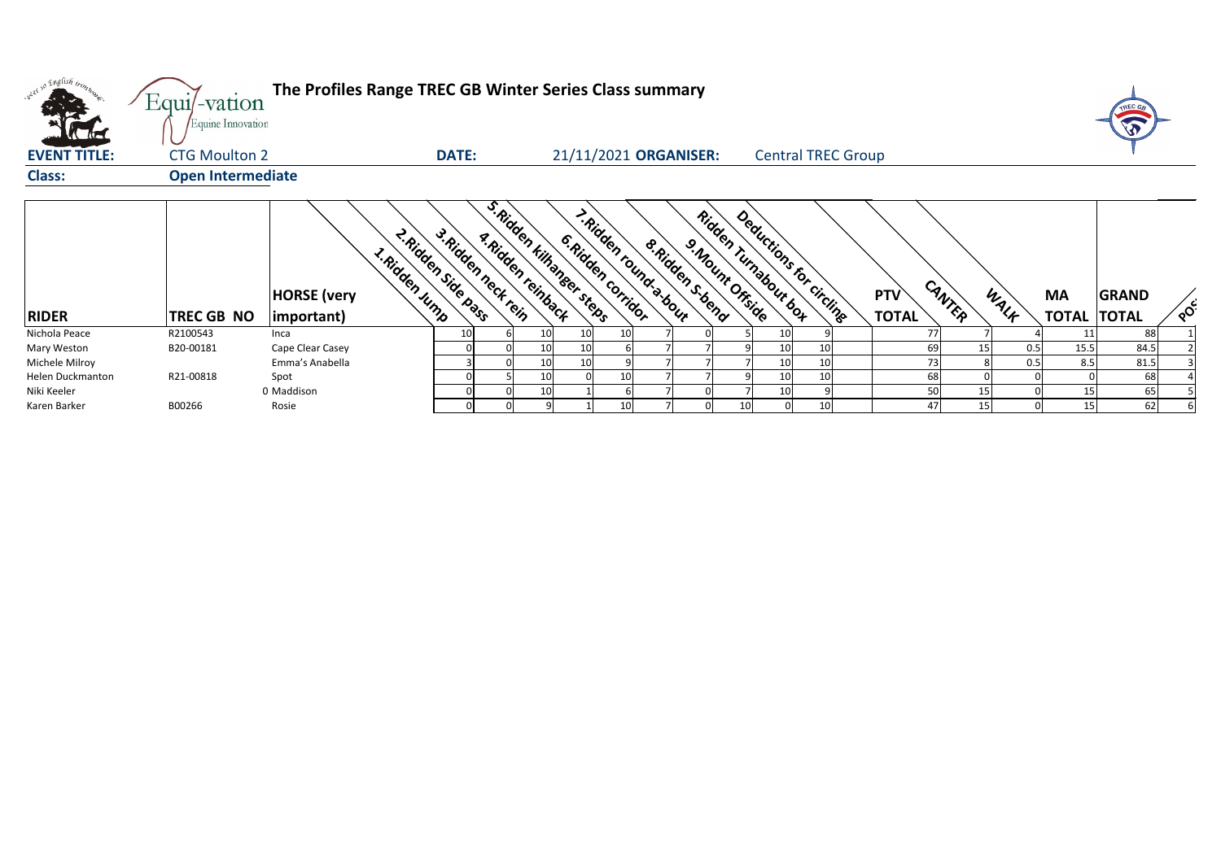# The Profiles Range TREC GB Winter Series Class summary

**EVENT TITLE:** CTG Moulton 2 **DATE:** 21/11/2021 **ORGANISER:** Central TREC Group

**Class:** Open Intermediate

| RIDER | TREC GB NO | HORSE (very important) | 1.Ridden Jump | 2.Ridden Side pass | 3.Ridden neck rein | 4.Ridden reinback | 5.Ridden kilhanger steps | 6.Ridden corridor | 7.Ridden round-a-bout | 8.Ridden S-bend | 9.Mount Offside | Ridden Turnabout box | Deductions for circling | PTV TOTAL | CANTER | WALK | MA TOTAL | GRAND TOTAL | POS |
|---|---|---|---|---|---|---|---|---|---|---|---|---|---|---|---|---|---|---|---|
| Nichola Peace | R2100543 | Inca | 10 | 6 | 10 | 10 | 10 | 7 | 0 | 5 | 10 | 9 | | 77 | 7 | 4 | 11 | 88 | 1 |
| Mary Weston | B20-00181 | Cape Clear Casey | 0 | 0 | 10 | 10 | 6 | 7 | 7 | 9 | 10 | 10 | | 69 | 15 | 0.5 | 15.5 | 84.5 | 2 |
| Michele Milroy | | Emma's Anabella | 3 | 0 | 10 | 10 | 9 | 7 | 7 | 7 | 10 | 10 | | 73 | 8 | 0.5 | 8.5 | 81.5 | 3 |
| Helen Duckmanton | R21-00818 | Spot | 0 | 5 | 10 | 0 | 10 | 7 | 7 | 9 | 10 | 10 | | 68 | 0 | 0 | 0 | 68 | 4 |
| Niki Keeler | 0 | Maddison | 0 | 0 | 10 | 1 | 6 | 7 | 0 | 7 | 10 | 9 | | 50 | 15 | 0 | 15 | 65 | 5 |
| Karen Barker | B00266 | Rosie | 0 | 0 | 9 | 1 | 10 | 7 | 0 | 10 | 0 | 10 | | 47 | 15 | 0 | 15 | 62 | 6 |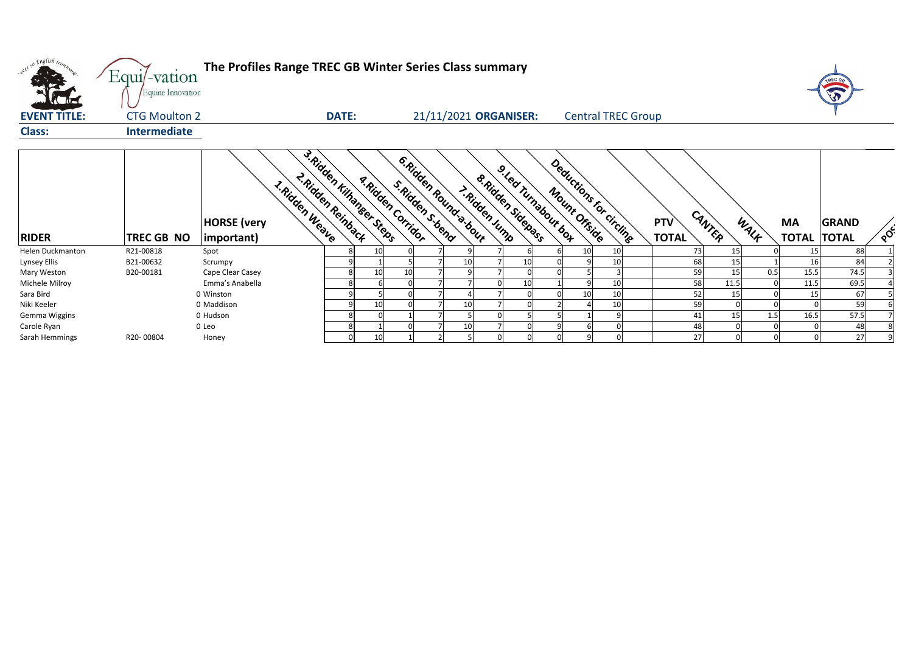# The Profiles Range TREC GB Winter Series Class summary

**EVENT TITLE:** CTG Moulton 2 **DATE:** 21/11/2021 **ORGANISER:** Central TREC Group

**Class:** Intermediate

| RIDER | TREC GB NO | HORSE (very important) | 1.Ridden Weave | 2.Ridden Reinback | 3.Ridden Kilhanger Steps | 4.Ridden Corridor | 5.Ridden S-bend | 6.Ridden Round-a-bout | 7.Ridden Jump | 8.Ridden Sidepass | 9.Led Turnabout box | Mount Offside | Deductions for circling | PTV TOTAL | CANTER | WALK | MA TOTAL | GRAND TOTAL | POS |
|---|---|---|---|---|---|---|---|---|---|---|---|---|---|---|---|---|---|---|---|
| Helen Duckmanton | R21-00818 | Spot | 8 | 10 | 0 | 7 | 9 | 7 | 6 | 6 | 10 | 10 | | 73 | 15 | 0 | 15 | 88 | 1 |
| Lynsey Ellis | B21-00632 | Scrumpy | 9 | 1 | 5 | 7 | 10 | 7 | 10 | 0 | 9 | 10 | | 68 | 15 | 1 | 16 | 84 | 2 |
| Mary Weston | B20-00181 | Cape Clear Casey | 8 | 10 | 10 | 7 | 9 | 7 | 0 | 0 | 5 | 3 | | 59 | 15 | 0.5 | 15.5 | 74.5 | 3 |
| Michele Milroy | | Emma's Anabella | 8 | 6 | 0 | 7 | 7 | 0 | 10 | 1 | 9 | 10 | | 58 | 11.5 | 0 | 11.5 | 69.5 | 4 |
| Sara Bird | | 0 Winston | 9 | 5 | 0 | 7 | 4 | 7 | 0 | 0 | 10 | 10 | | 52 | 15 | 0 | 15 | 67 | 5 |
| Niki Keeler | | 0 Maddison | 9 | 10 | 0 | 7 | 10 | 7 | 0 | 2 | 4 | 10 | | 59 | 0 | 0 | 0 | 59 | 6 |
| Gemma Wiggins | | 0 Hudson | 8 | 0 | 1 | 7 | 5 | 0 | 5 | 5 | 1 | 9 | | 41 | 15 | 1.5 | 16.5 | 57.5 | 7 |
| Carole Ryan | | 0 Leo | 8 | 1 | 0 | 7 | 10 | 7 | 0 | 9 | 6 | 0 | | 48 | 0 | 0 | 0 | 48 | 8 |
| Sarah Hemmings | R20- 00804 | Honey | 0 | 10 | 1 | 2 | 5 | 0 | 0 | 0 | 9 | 0 | | 27 | 0 | 0 | 0 | 27 | 9 |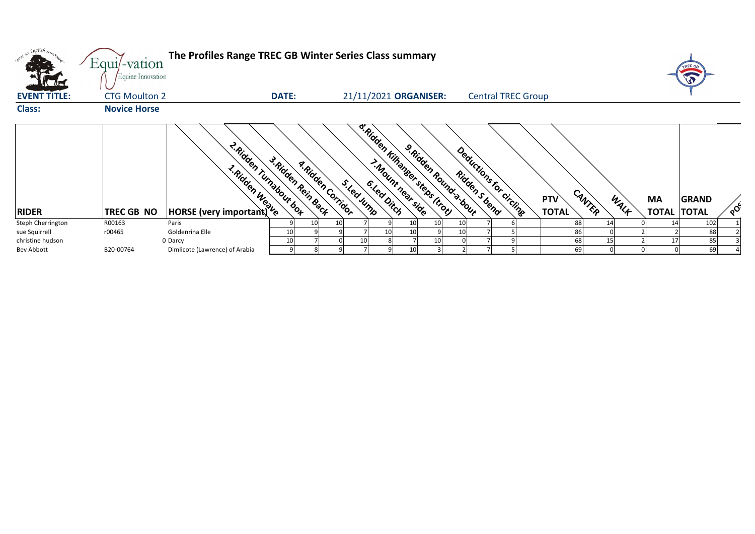# The Profiles Range TREC GB Winter Series Class summary

**EVENT TITLE:** CTG Moulton 2 **DATE:** 21/11/2021 **ORGANISER:** Central TREC Group

**Class:** Novice Horse

| RIDER | TREC GB NO | HORSE (very important) | 1.Ridden Weave | 2.Ridden Turnabout box | 3.Ridden Rein Back | 4.Ridden Corridor | 5.Led Jump | 6.Led Ditch | 7.Mount near side | 8.Ridden Kilhanger steps (trot) | 9.Ridden Round-a-bout | Ridden S bend | Deductions for circling | PTV TOTAL | CANTER | WALK | MA TOTAL | GRAND TOTAL | POS |
|---|---|---|---|---|---|---|---|---|---|---|---|---|---|---|---|---|---|---|---|
| Steph Cherrington | R00163 | Paris | 9 | 10 | 10 | 7 | 9 | 10 | 10 | 10 | 7 | 6 | | 88 | 14 | 0 | 14 | 102 | 1 |
| sue Squirrell | r00465 | Goldenrina Elle | 10 | 9 | 9 | 7 | 10 | 10 | 9 | 10 | 7 | 5 | | 86 | 0 | 2 | 2 | 88 | 2 |
| christine hudson | | 0 Darcy | 10 | 7 | 0 | 10 | 8 | 7 | 10 | 0 | 7 | 9 | | 68 | 15 | 2 | 17 | 85 | 3 |
| Bev Abbott | B20-00764 | Dimlicote (Lawrence) of Arabia | 9 | 8 | 9 | 7 | 9 | 10 | 3 | 2 | 7 | 5 | | 69 | 0 | 0 | 0 | 69 | 4 |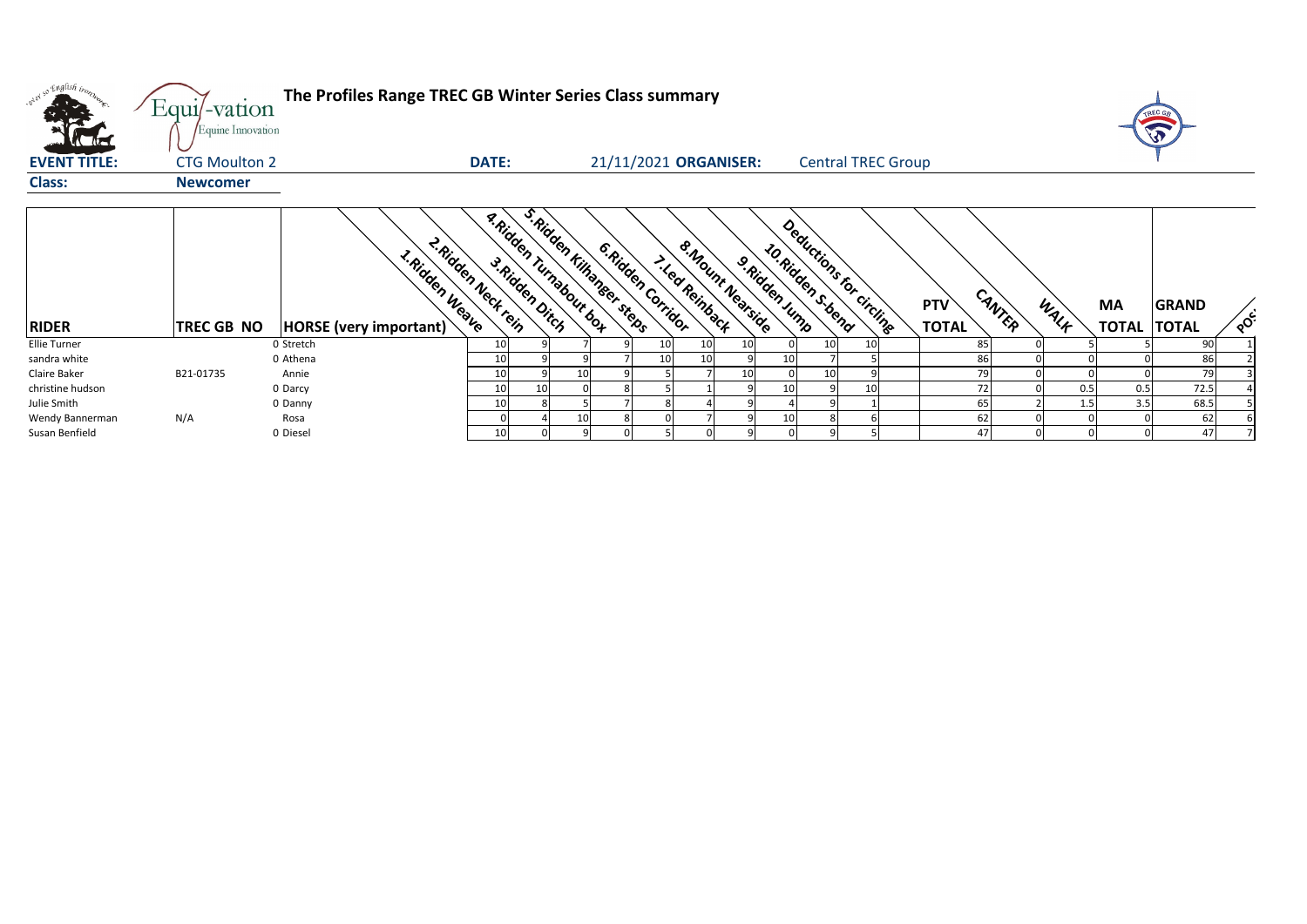# The Profiles Range TREC GB Winter Series Class summary

**EVENT TITLE:** CTG Moulton 2 **DATE:** 21/11/2021 **ORGANISER:** Central TREC Group

**Class:** Newcomer

| RIDER | TREC GB NO | HORSE (very important) | 1.Ridden Weave | 2.Ridden Neck rein | 3.Ridden Ditch | 4.Ridden Turnabout box | 5.Ridden Kilhanger steps | 6.Ridden Corridor | 7.Led Reinback | 8.Mount Nearside | 9.Ridden Jump | 10.Ridden S-bend | Deductions for circling | PTV TOTAL | CANTER | WALK | MA TOTAL | GRAND TOTAL | POS |
|---|---|---|---|---|---|---|---|---|---|---|---|---|---|---|---|---|---|---|---|
| Ellie Turner | | 0 Stretch | 10 | 9 | 7 | 9 | 10 | 10 | 10 | 0 | 10 | 10 | | 85 | 0 | 5 | 5 | 90 | 1 |
| sandra white | | 0 Athena | 10 | 9 | 9 | 7 | 10 | 10 | 9 | 10 | 7 | 5 | | 86 | 0 | 0 | 0 | 86 | 2 |
| Claire Baker | B21-01735 | Annie | 10 | 9 | 10 | 9 | 5 | 7 | 10 | 0 | 10 | 9 | | 79 | 0 | 0 | 0 | 79 | 3 |
| christine hudson | | 0 Darcy | 10 | 10 | 0 | 8 | 5 | 1 | 9 | 10 | 9 | 10 | | 72 | 0 | 0.5 | 0.5 | 72.5 | 4 |
| Julie Smith | | 0 Danny | 10 | 8 | 5 | 7 | 8 | 4 | 9 | 4 | 9 | 1 | | 65 | 2 | 1.5 | 3.5 | 68.5 | 5 |
| Wendy Bannerman | N/A | Rosa | 0 | 4 | 10 | 8 | 0 | 7 | 9 | 10 | 8 | 6 | | 62 | 0 | 0 | 0 | 62 | 6 |
| Susan Benfield | | 0 Diesel | 10 | 0 | 9 | 0 | 5 | 0 | 9 | 0 | 9 | 5 | | 47 | 0 | 0 | 0 | 47 | 7 |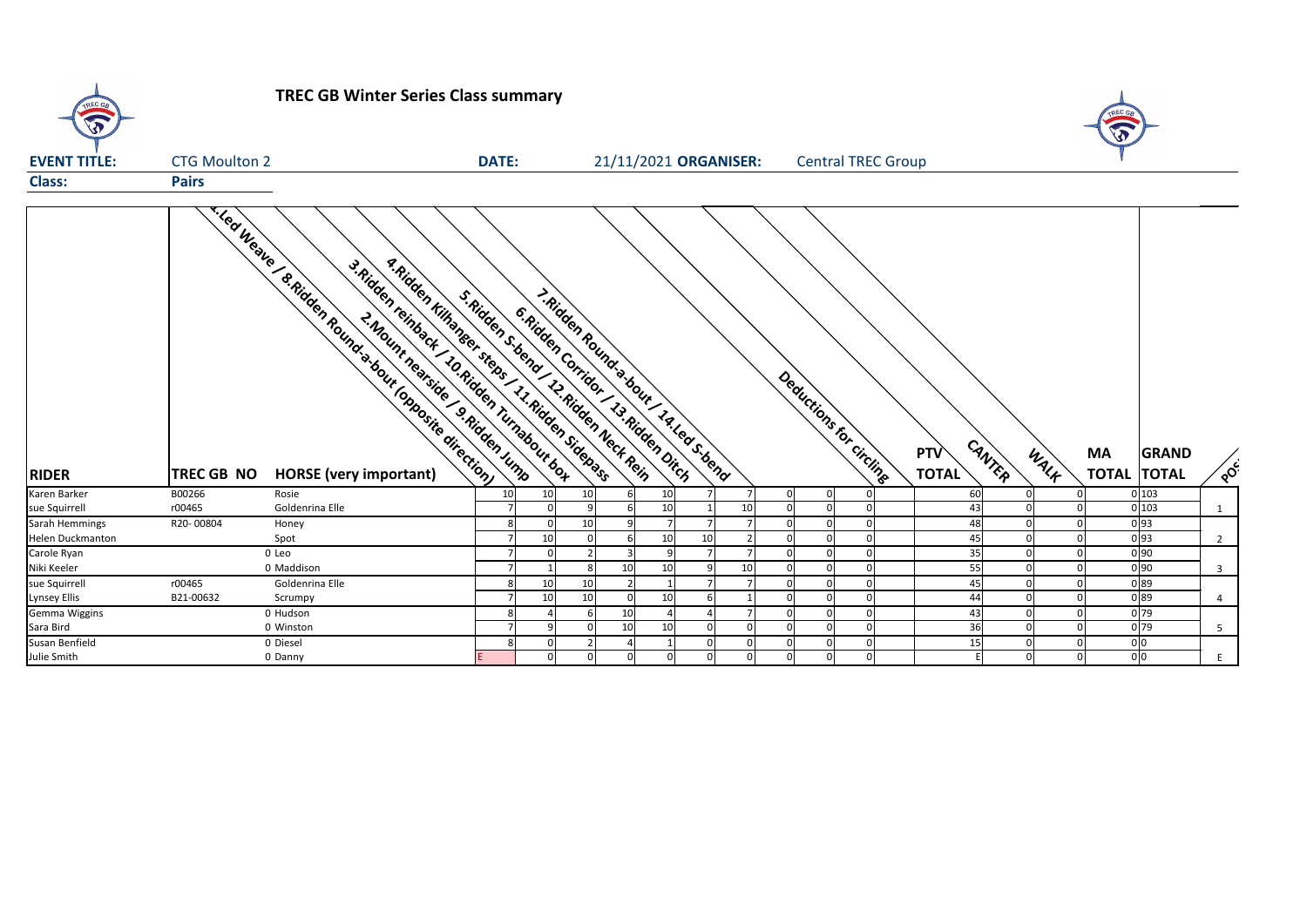# TREC GB Winter Series Class summary

**EVENT TITLE:** CTG Moulton 2 **DATE:** 21/11/2021 **ORGANISER:** Central TREC Group

**Class:** Pairs

| RIDER | TREC GB NO | HORSE (very important) | 1.Led Weave / 8.Ridden Round-a-bout (opposite direction) | 2.Mount nearside / 9.Ridden Jump | 3.Ridden reinback / 10.Ridden Turnabout box | 4.Ridden Kilhanger steps / 11.Ridden Sidepass | 5.Ridden S-bend / 12.Ridden Neck Rein | 6.Ridden Corridor / 13.Ridden Ditch | 7.Ridden Round-a-bout / 14.Led S-bend | | | Deductions for circling | PTV TOTAL | CANTER | WALK | MA TOTAL | GRAND TOTAL | POS |
|---|---|---|---|---|---|---|---|---|---|---|---|---|---|---|---|---|---|---|
| Karen Barker | B00266 | Rosie | 10 | 10 | 10 | 6 | 10 | 7 | 7 | 0 | 0 | 0 | 60 | 0 | 0 | 0 | 103 | |
| sue Squirrell | r00465 | Goldenrina Elle | 7 | 0 | 9 | 6 | 10 | 1 | 10 | 0 | 0 | 0 | 43 | 0 | 0 | 0 | 103 | 1 |
| Sarah Hemmings | R20- 00804 | Honey | 8 | 0 | 10 | 9 | 7 | 7 | 7 | 0 | 0 | 0 | 48 | 0 | 0 | 0 | 93 | |
| Helen Duckmanton | | Spot | 7 | 10 | 0 | 6 | 10 | 10 | 2 | 0 | 0 | 0 | 45 | 0 | 0 | 0 | 93 | 2 |
| Carole Ryan | 0 | Leo | 7 | 0 | 2 | 3 | 9 | 7 | 7 | 0 | 0 | 0 | 35 | 0 | 0 | 0 | 90 | |
| Niki Keeler | 0 | Maddison | 7 | 1 | 8 | 10 | 10 | 9 | 10 | 0 | 0 | 0 | 55 | 0 | 0 | 0 | 90 | 3 |
| sue Squirrell | r00465 | Goldenrina Elle | 8 | 10 | 10 | 2 | 1 | 7 | 7 | 0 | 0 | 0 | 45 | 0 | 0 | 0 | 89 | |
| Lynsey Ellis | B21-00632 | Scrumpy | 7 | 10 | 10 | 0 | 10 | 6 | 1 | 0 | 0 | 0 | 44 | 0 | 0 | 0 | 89 | 4 |
| Gemma Wiggins | 0 | Hudson | 8 | 4 | 6 | 10 | 4 | 4 | 7 | 0 | 0 | 0 | 43 | 0 | 0 | 0 | 79 | |
| Sara Bird | 0 | Winston | 7 | 9 | 0 | 10 | 10 | 0 | 0 | 0 | 0 | 0 | 36 | 0 | 0 | 0 | 79 | 5 |
| Susan Benfield | 0 | Diesel | 8 | 0 | 2 | 4 | 1 | 0 | 0 | 0 | 0 | 0 | 15 | 0 | 0 | 0 | 0 | |
| Julie Smith | 0 | Danny | E | 0 | 0 | 0 | 0 | 0 | 0 | 0 | 0 | 0 | E | 0 | 0 | 0 | 0 | E |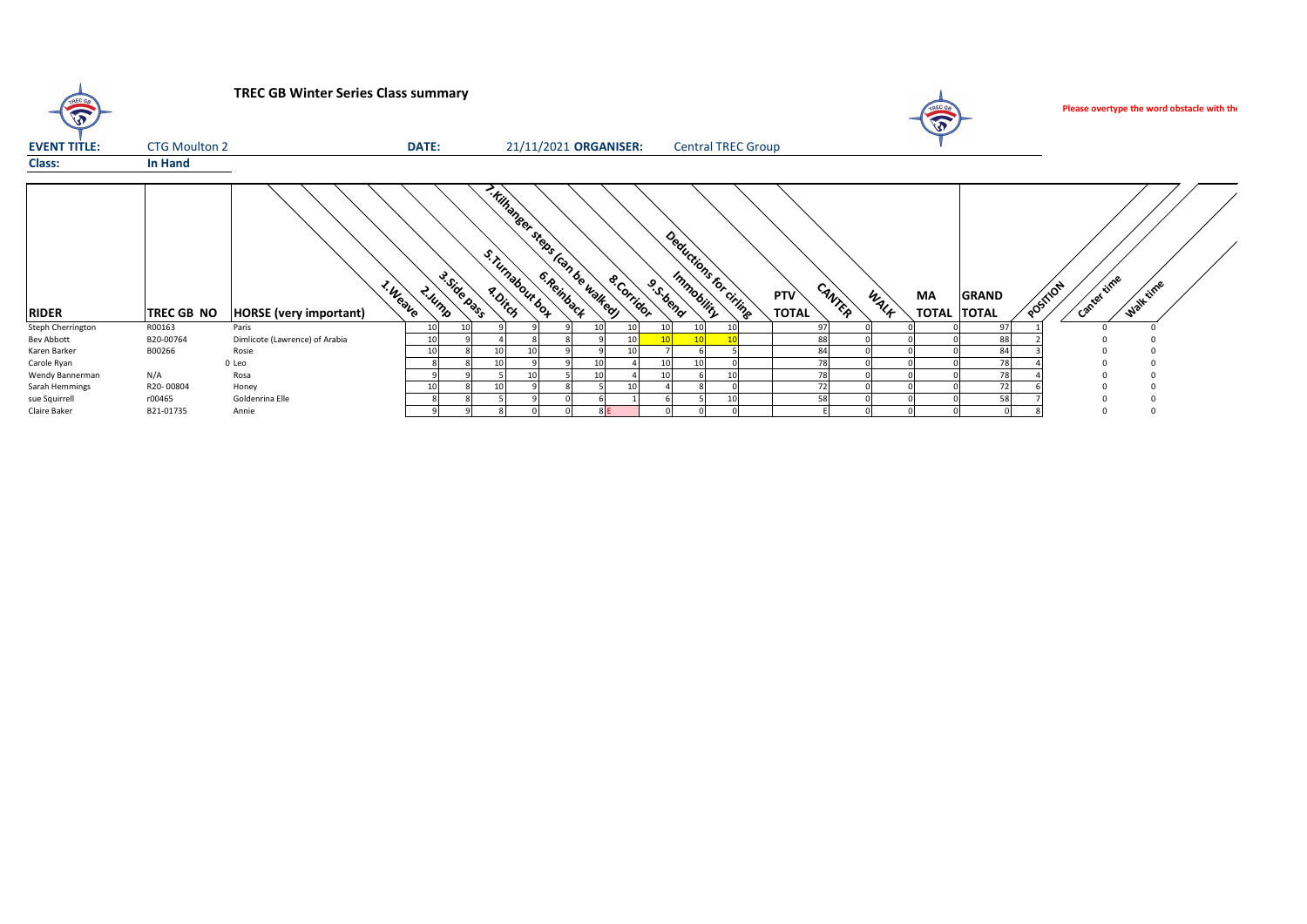# TREC GB Winter Series Class summary

Please overtype the word obstacle with the

**EVENT TITLE:** CTG Moulton 2 **DATE:** 21/11/2021 **ORGANISER:** Central TREC Group

**Class:** In Hand

| RIDER | TREC GB NO | HORSE (very important) | 1.Weave | 2.Jump | 3.Side pass | 4.Ditch | 5.Turnabout box | 6.Reinback | 7.Kilhanger steps (can be walked) | 8.Corridor | 9.S-bend | Immobility | Deductions for circling | PTV TOTAL | CANTER | WALK | MA TOTAL | GRAND TOTAL | POSITION | Canter time | Walk time |
|---|---|---|---|---|---|---|---|---|---|---|---|---|---|---|---|---|---|---|---|---|---|
| Steph Cherrington | R00163 | Paris | 10 | 10 | 9 | 9 | 9 | 10 | 10 | 10 | 10 | 10 | | 97 | 0 | 0 | 0 | 97 | 1 | 0 | 0 |
| Bev Abbott | B20-00764 | Dimlicote (Lawrence) of Arabia | 10 | 9 | 4 | 8 | 8 | 9 | 10 | 10 | 10 | 10 | | 88 | 0 | 0 | 0 | 88 | 2 | 0 | 0 |
| Karen Barker | B00266 | Rosie | 10 | 8 | 10 | 10 | 9 | 9 | 10 | 7 | 6 | 5 | | 84 | 0 | 0 | 0 | 84 | 3 | 0 | 0 |
| Carole Ryan | | 0 Leo | 8 | 8 | 10 | 9 | 9 | 10 | 4 | 10 | 10 | 0 | | 78 | 0 | 0 | 0 | 78 | 4 | 0 | 0 |
| Wendy Bannerman | N/A | Rosa | 9 | 9 | 5 | 10 | 5 | 10 | 4 | 10 | 6 | 10 | | 78 | 0 | 0 | 0 | 78 | 4 | 0 | 0 |
| Sarah Hemmings | R20- 00804 | Honey | 10 | 8 | 10 | 9 | 8 | 5 | 10 | 4 | 8 | 0 | | 72 | 0 | 0 | 0 | 72 | 6 | 0 | 0 |
| sue Squirrell | r00465 | Goldenrina Elle | 8 | 8 | 5 | 9 | 0 | 6 | 1 | 6 | 5 | 10 | | 58 | 0 | 0 | 0 | 58 | 7 | 0 | 0 |
| Claire Baker | B21-01735 | Annie | 9 | 9 | 8 | 0 | 0 | 8 | E | 0 | 0 | 0 | | E | 0 | 0 | 0 | 0 | 8 | 0 | 0 |